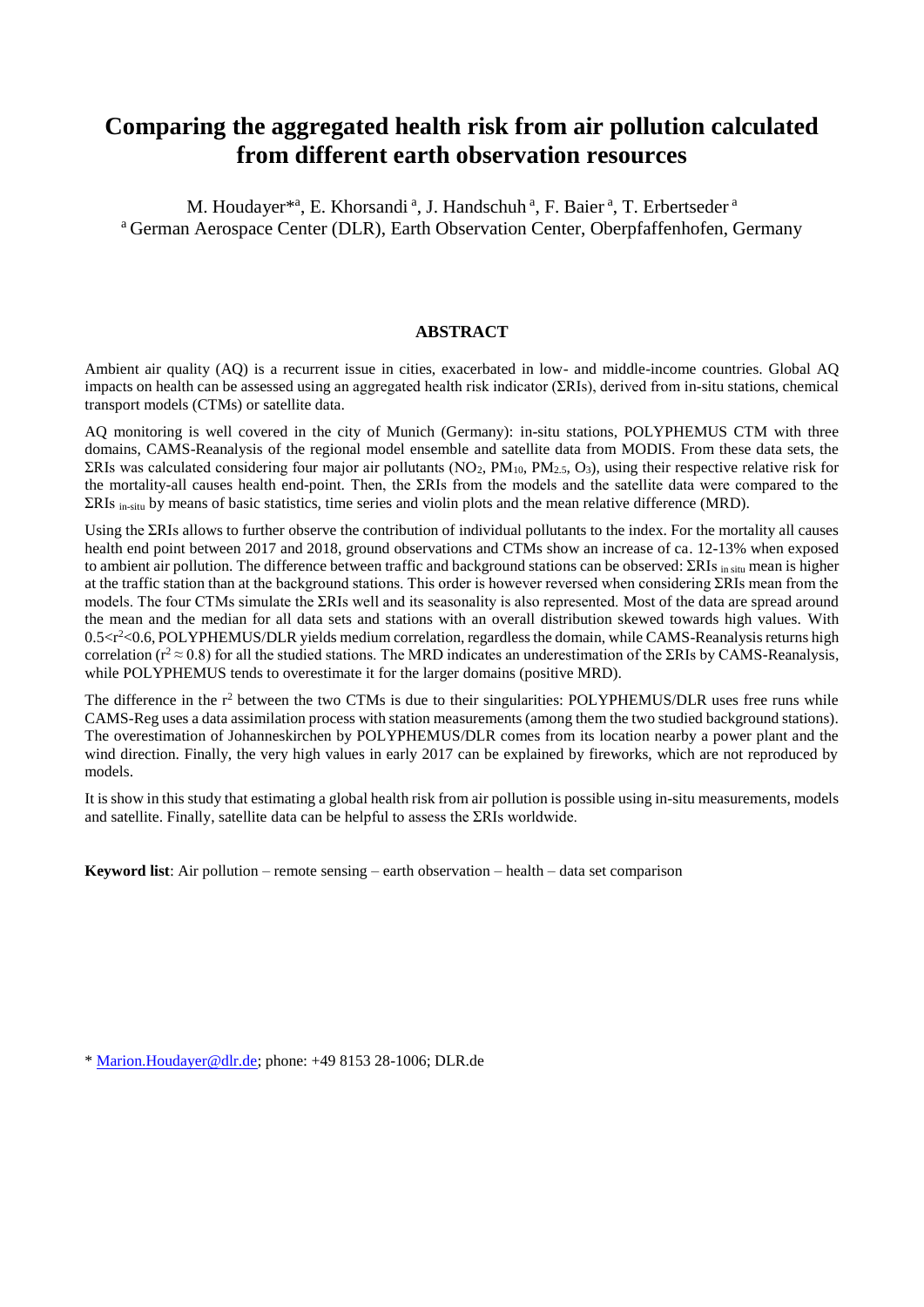# Comparing the aggregated health risk from air pollution calculated from different earth observation resources

M. Houdayer*[a], E. Khorsandi [a], J. Handschuh [a], F. Baier [a], T. Erbertseder [a]

[a] German Aerospace Center (DLR), Earth Observation Center, Oberpfaffenhofen, Germany

## ABSTRACT

Ambient air quality (AQ) is a recurrent issue in cities, exacerbated in low- and middle-income countries. Global AQ impacts on health can be assessed using an aggregated health risk indicator (ΣRIs), derived from in-situ stations, chemical transport models (CTMs) or satellite data.

AQ monitoring is well covered in the city of Munich (Germany): in-situ stations, POLYPHEMUS CTM with three domains, CAMS-Reanalysis of the regional model ensemble and satellite data from MODIS. From these data sets, the ΣRIs was calculated considering four major air pollutants ($NO_2$, $PM_{10}$, $PM_{2.5}$, $O_3$), using their respective relative risk for the mortality-all causes health end-point. Then, the ΣRIs from the models and the satellite data were compared to the $\Sigma RIs_{\text{in-situ}}$ by means of basic statistics, time series and violin plots and the mean relative difference (MRD).

Using the ΣRIs allows to further observe the contribution of individual pollutants to the index. For the mortality all causes health end point between 2017 and 2018, ground observations and CTMs show an increase of ca. 12-13% when exposed to ambient air pollution. The difference between traffic and background stations can be observed: $\Sigma RIs_{\text{in situ}}$ mean is higher at the traffic station than at the background stations. This order is however reversed when considering ΣRIs mean from the models. The four CTMs simulate the ΣRIs well and its seasonality is also represented. Most of the data are spread around the mean and the median for all data sets and stations with an overall distribution skewed towards high values. With $0.5<r^2<0.6$, POLYPHEMUS/DLR yields medium correlation, regardless the domain, while CAMS-Reanalysis returns high correlation ($r^2 \approx 0.8$) for all the studied stations. The MRD indicates an underestimation of the ΣRIs by CAMS-Reanalysis, while POLYPHEMUS tends to overestimate it for the larger domains (positive MRD).

The difference in the $r^2$ between the two CTMs is due to their singularities: POLYPHEMUS/DLR uses free runs while CAMS-Reg uses a data assimilation process with station measurements (among them the two studied background stations). The overestimation of Johanneskirchen by POLYPHEMUS/DLR comes from its location nearby a power plant and the wind direction. Finally, the very high values in early 2017 can be explained by fireworks, which are not reproduced by models.

It is show in this study that estimating a global health risk from air pollution is possible using in-situ measurements, models and satellite. Finally, satellite data can be helpful to assess the ΣRIs worldwide.

**Keyword list**: Air pollution – remote sensing – earth observation – health – data set comparison

* Marion.Houdayer@dlr.de; phone: +49 8153 28-1006; DLR.de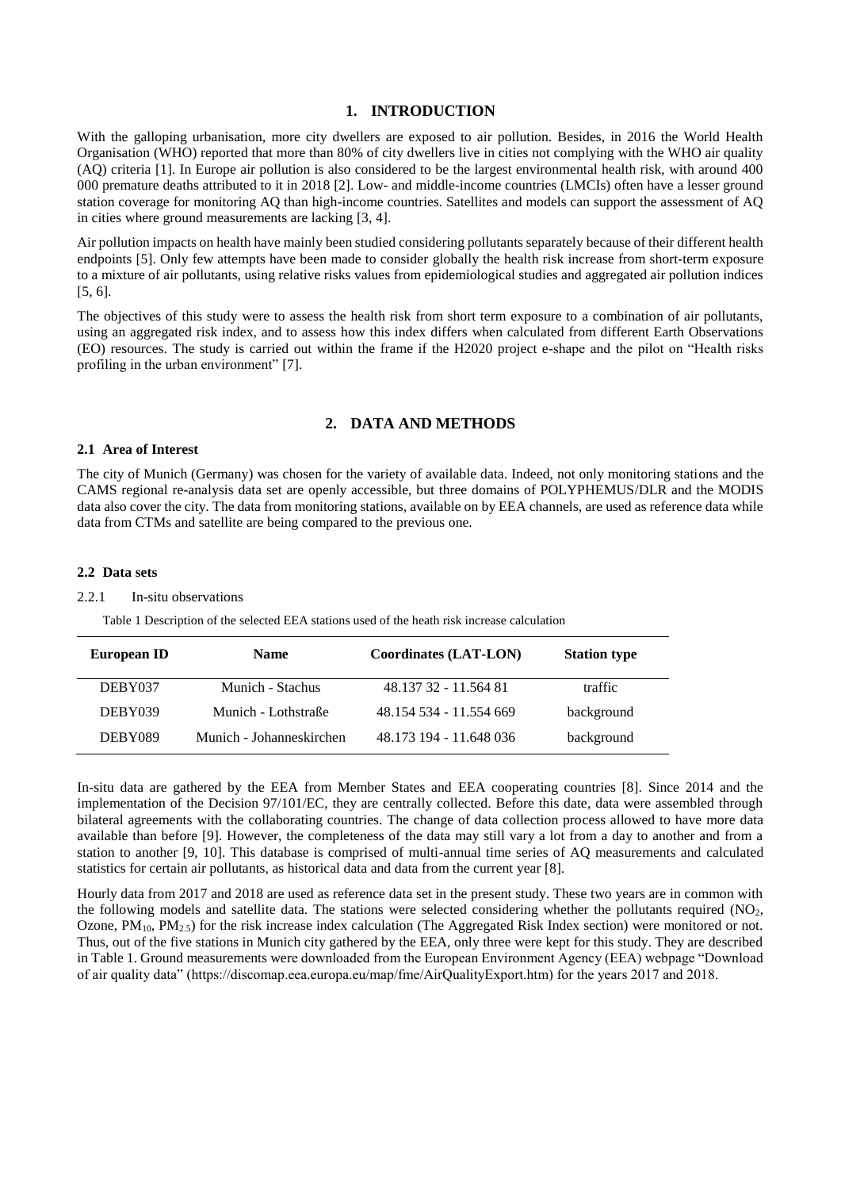## 1. INTRODUCTION

With the galloping urbanisation, more city dwellers are exposed to air pollution. Besides, in 2016 the World Health Organisation (WHO) reported that more than 80% of city dwellers live in cities not complying with the WHO air quality (AQ) criteria [1]. In Europe air pollution is also considered to be the largest environmental health risk, with around 400 000 premature deaths attributed to it in 2018 [2]. Low- and middle-income countries (LMCIs) often have a lesser ground station coverage for monitoring AQ than high-income countries. Satellites and models can support the assessment of AQ in cities where ground measurements are lacking [3, 4].

Air pollution impacts on health have mainly been studied considering pollutants separately because of their different health endpoints [5]. Only few attempts have been made to consider globally the health risk increase from short-term exposure to a mixture of air pollutants, using relative risks values from epidemiological studies and aggregated air pollution indices [5, 6].

The objectives of this study were to assess the health risk from short term exposure to a combination of air pollutants, using an aggregated risk index, and to assess how this index differs when calculated from different Earth Observations (EO) resources. The study is carried out within the frame if the H2020 project e-shape and the pilot on "Health risks profiling in the urban environment" [7].

## 2. DATA AND METHODS

### 2.1 Area of Interest

The city of Munich (Germany) was chosen for the variety of available data. Indeed, not only monitoring stations and the CAMS regional re-analysis data set are openly accessible, but three domains of POLYPHEMUS/DLR and the MODIS data also cover the city. The data from monitoring stations, available on by EEA channels, are used as reference data while data from CTMs and satellite are being compared to the previous one.

### 2.2 Data sets

#### 2.2.1 In-situ observations

Table 1 Description of the selected EEA stations used of the heath risk increase calculation

| European ID | Name | Coordinates (LAT-LON) | Station type |
|---|---|---|---|
| DEBY037 | Munich - Stachus | 48.137 32 - 11.564 81 | traffic |
| DEBY039 | Munich - Lothstraße | 48.154 534 - 11.554 669 | background |
| DEBY089 | Munich - Johanneskirchen | 48.173 194 - 11.648 036 | background |

In-situ data are gathered by the EEA from Member States and EEA cooperating countries [8]. Since 2014 and the implementation of the Decision 97/101/EC, they are centrally collected. Before this date, data were assembled through bilateral agreements with the collaborating countries. The change of data collection process allowed to have more data available than before [9]. However, the completeness of the data may still vary a lot from a day to another and from a station to another [9, 10]. This database is comprised of multi-annual time series of AQ measurements and calculated statistics for certain air pollutants, as historical data and data from the current year [8].

Hourly data from 2017 and 2018 are used as reference data set in the present study. These two years are in common with the following models and satellite data. The stations were selected considering whether the pollutants required ($NO_2$, Ozone, $PM_{10}$, $PM_{2.5}$) for the risk increase index calculation (The Aggregated Risk Index section) were monitored or not. Thus, out of the five stations in Munich city gathered by the EEA, only three were kept for this study. They are described in Table 1. Ground measurements were downloaded from the European Environment Agency (EEA) webpage "Download of air quality data" (https://discomap.eea.europa.eu/map/fme/AirQualityExport.htm) for the years 2017 and 2018.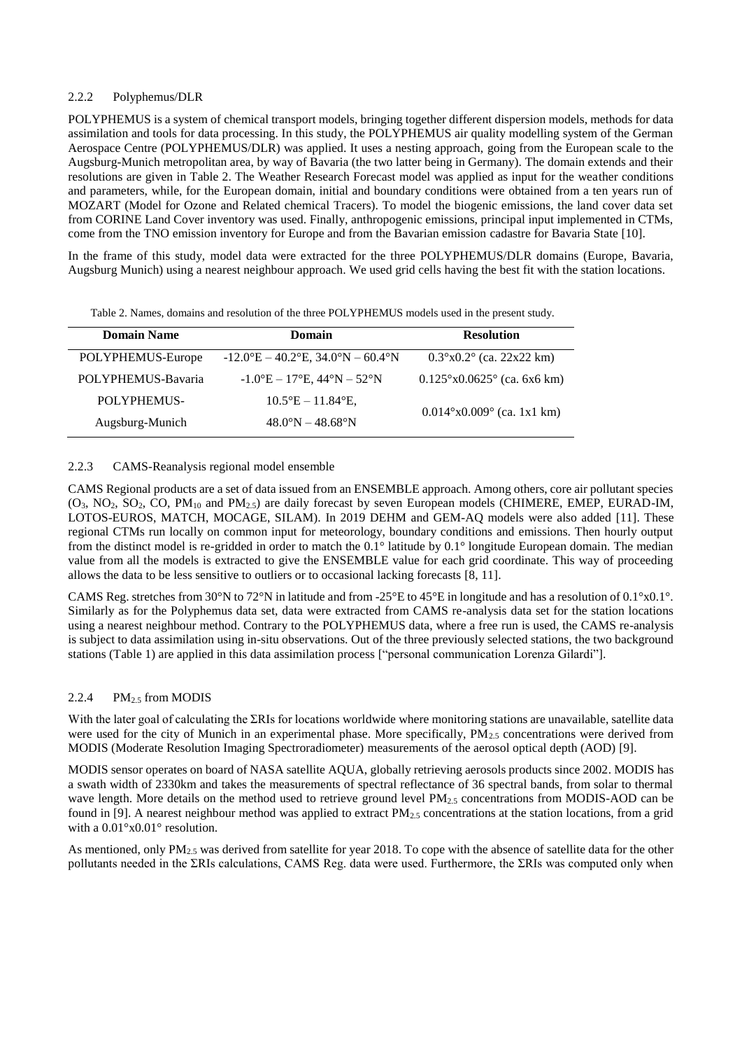### 2.2.2 Polyphemus/DLR

POLYPHEMUS is a system of chemical transport models, bringing together different dispersion models, methods for data assimilation and tools for data processing. In this study, the POLYPHEMUS air quality modelling system of the German Aerospace Centre (POLYPHEMUS/DLR) was applied. It uses a nesting approach, going from the European scale to the Augsburg-Munich metropolitan area, by way of Bavaria (the two latter being in Germany). The domain extends and their resolutions are given in Table 2. The Weather Research Forecast model was applied as input for the weather conditions and parameters, while, for the European domain, initial and boundary conditions were obtained from a ten years run of MOZART (Model for Ozone and Related chemical Tracers). To model the biogenic emissions, the land cover data set from CORINE Land Cover inventory was used. Finally, anthropogenic emissions, principal input implemented in CTMs, come from the TNO emission inventory for Europe and from the Bavarian emission cadastre for Bavaria State [10].

In the frame of this study, model data were extracted for the three POLYPHEMUS/DLR domains (Europe, Bavaria, Augsburg Munich) using a nearest neighbour approach. We used grid cells having the best fit with the station locations.

Table 2. Names, domains and resolution of the three POLYPHEMUS models used in the present study.

| Domain Name | Domain | Resolution |
| --- | --- | --- |
| POLYPHEMUS-Europe | -12.0°E – 40.2°E, 34.0°N – 60.4°N | 0.3°x0.2° (ca. 22x22 km) |
| POLYPHEMUS-Bavaria | -1.0°E – 17°E, 44°N – 52°N | 0.125°x0.0625° (ca. 6x6 km) |
| POLYPHEMUS-Augsburg-Munich | 10.5°E – 11.84°E, 48.0°N – 48.68°N | 0.014°x0.009° (ca. 1x1 km) |

### 2.2.3 CAMS-Reanalysis regional model ensemble

CAMS Regional products are a set of data issued from an ENSEMBLE approach. Among others, core air pollutant species ($O_3$, $NO_2$, $SO_2$, CO, $PM_{10}$ and $PM_{2.5}$) are daily forecast by seven European models (CHIMERE, EMEP, EURAD-IM, LOTOS-EUROS, MATCH, MOCAGE, SILAM). In 2019 DEHM and GEM-AQ models were also added [11]. These regional CTMs run locally on common input for meteorology, boundary conditions and emissions. Then hourly output from the distinct model is re-gridded in order to match the 0.1° latitude by 0.1° longitude European domain. The median value from all the models is extracted to give the ENSEMBLE value for each grid coordinate. This way of proceeding allows the data to be less sensitive to outliers or to occasional lacking forecasts [8, 11].

CAMS Reg. stretches from 30°N to 72°N in latitude and from -25°E to 45°E in longitude and has a resolution of 0.1°x0.1°. Similarly as for the Polyphemus data set, data were extracted from CAMS re-analysis data set for the station locations using a nearest neighbour method. Contrary to the POLYPHEMUS data, where a free run is used, the CAMS re-analysis is subject to data assimilation using in-situ observations. Out of the three previously selected stations, the two background stations (Table 1) are applied in this data assimilation process ["personal communication Lorenza Gilardi"].

### 2.2.4 $PM_{2.5}$ from MODIS

With the later goal of calculating the ΣRIs for locations worldwide where monitoring stations are unavailable, satellite data were used for the city of Munich in an experimental phase. More specifically, $PM_{2.5}$ concentrations were derived from MODIS (Moderate Resolution Imaging Spectroradiometer) measurements of the aerosol optical depth (AOD) [9].

MODIS sensor operates on board of NASA satellite AQUA, globally retrieving aerosols products since 2002. MODIS has a swath width of 2330km and takes the measurements of spectral reflectance of 36 spectral bands, from solar to thermal wave length. More details on the method used to retrieve ground level $PM_{2.5}$ concentrations from MODIS-AOD can be found in [9]. A nearest neighbour method was applied to extract $PM_{2.5}$ concentrations at the station locations, from a grid with a 0.01°x0.01° resolution.

As mentioned, only $PM_{2.5}$ was derived from satellite for year 2018. To cope with the absence of satellite data for the other pollutants needed in the ΣRIs calculations, CAMS Reg. data were used. Furthermore, the ΣRIs was computed only when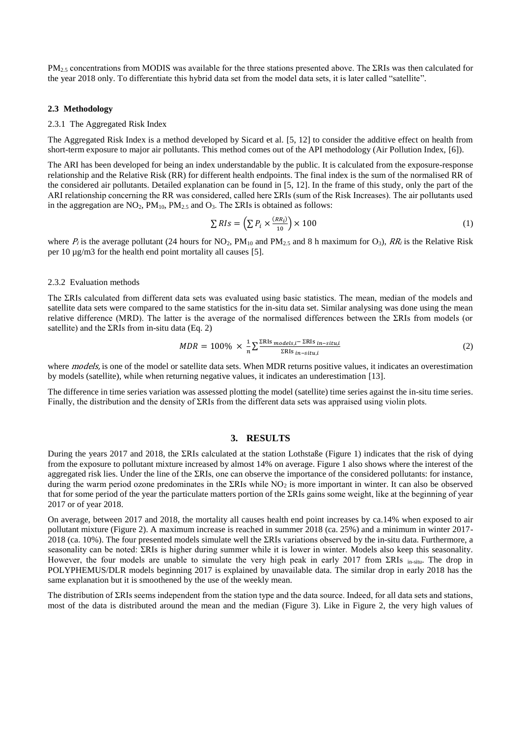$PM_{2.5}$ concentrations from MODIS was available for the three stations presented above. The ΣRIs was then calculated for the year 2018 only. To differentiate this hybrid data set from the model data sets, it is later called "satellite".

### 2.3 Methodology

#### 2.3.1 The Aggregated Risk Index

The Aggregated Risk Index is a method developed by Sicard et al. [5, 12] to consider the additive effect on health from short-term exposure to major air pollutants. This method comes out of the API methodology (Air Pollution Index, [6]).

The ARI has been developed for being an index understandable by the public. It is calculated from the exposure-response relationship and the Relative Risk (RR) for different health endpoints. The final index is the sum of the normalised RR of the considered air pollutants. Detailed explanation can be found in [5, 12]. In the frame of this study, only the part of the ARI relationship concerning the RR was considered, called here ΣRIs (sum of the Risk Increases). The air pollutants used in the aggregation are $NO_2$, $PM_{10}$, $PM_{2.5}$ and $O_3$. The ΣRIs is obtained as follows:

$$\sum RIs = \left(\sum P_i \times \frac{(RR_i)}{10}\right) \times 100 \tag{1}$$

where $P_i$ is the average pollutant (24 hours for $NO_2$, $PM_{10}$ and $PM_{2.5}$ and 8 h maximum for $O_3$), $RR_i$ is the Relative Risk per 10 µg/m3 for the health end point mortality all causes [5].

#### 2.3.2 Evaluation methods

The ΣRIs calculated from different data sets was evaluated using basic statistics. The mean, median of the models and satellite data sets were compared to the same statistics for the in-situ data set. Similar analysing was done using the mean relative difference (MRD). The latter is the average of the normalised differences between the ΣRIs from models (or satellite) and the ΣRIs from in-situ data (Eq. 2)

$$MDR = 100\% \times \frac{1}{n}\sum \frac{\Sigma\text{RIs}_{\,models,i} - \Sigma\text{RIs}_{\,in-situ,i}}{\Sigma\text{RIs}_{\,in-situ,i}} \tag{2}$$

where *models*$_i$ is one of the model or satellite data sets. When MDR returns positive values, it indicates an overestimation by models (satellite), while when returning negative values, it indicates an underestimation [13].

The difference in time series variation was assessed plotting the model (satellite) time series against the in-situ time series. Finally, the distribution and the density of ΣRIs from the different data sets was appraised using violin plots.

## 3. RESULTS

During the years 2017 and 2018, the ΣRIs calculated at the station Lothstaße (Figure 1) indicates that the risk of dying from the exposure to pollutant mixture increased by almost 14% on average. Figure 1 also shows where the interest of the aggregated risk lies. Under the line of the ΣRIs, one can observe the importance of the considered pollutants: for instance, during the warm period ozone predominates in the ΣRIs while $NO_2$ is more important in winter. It can also be observed that for some period of the year the particulate matters portion of the ΣRIs gains some weight, like at the beginning of year 2017 or of year 2018.

On average, between 2017 and 2018, the mortality all causes health end point increases by ca.14% when exposed to air pollutant mixture (Figure 2). A maximum increase is reached in summer 2018 (ca. 25%) and a minimum in winter 2017-2018 (ca. 10%). The four presented models simulate well the ΣRIs variations observed by the in-situ data. Furthermore, a seasonality can be noted: ΣRIs is higher during summer while it is lower in winter. Models also keep this seasonality. However, the four models are unable to simulate the very high peak in early 2017 from ΣRIs $_{\text{in-situ}}$. The drop in POLYPHEMUS/DLR models beginning 2017 is explained by unavailable data. The similar drop in early 2018 has the same explanation but it is smoothened by the use of the weekly mean.

The distribution of ΣRIs seems independent from the station type and the data source. Indeed, for all data sets and stations, most of the data is distributed around the mean and the median (Figure 3). Like in Figure 2, the very high values of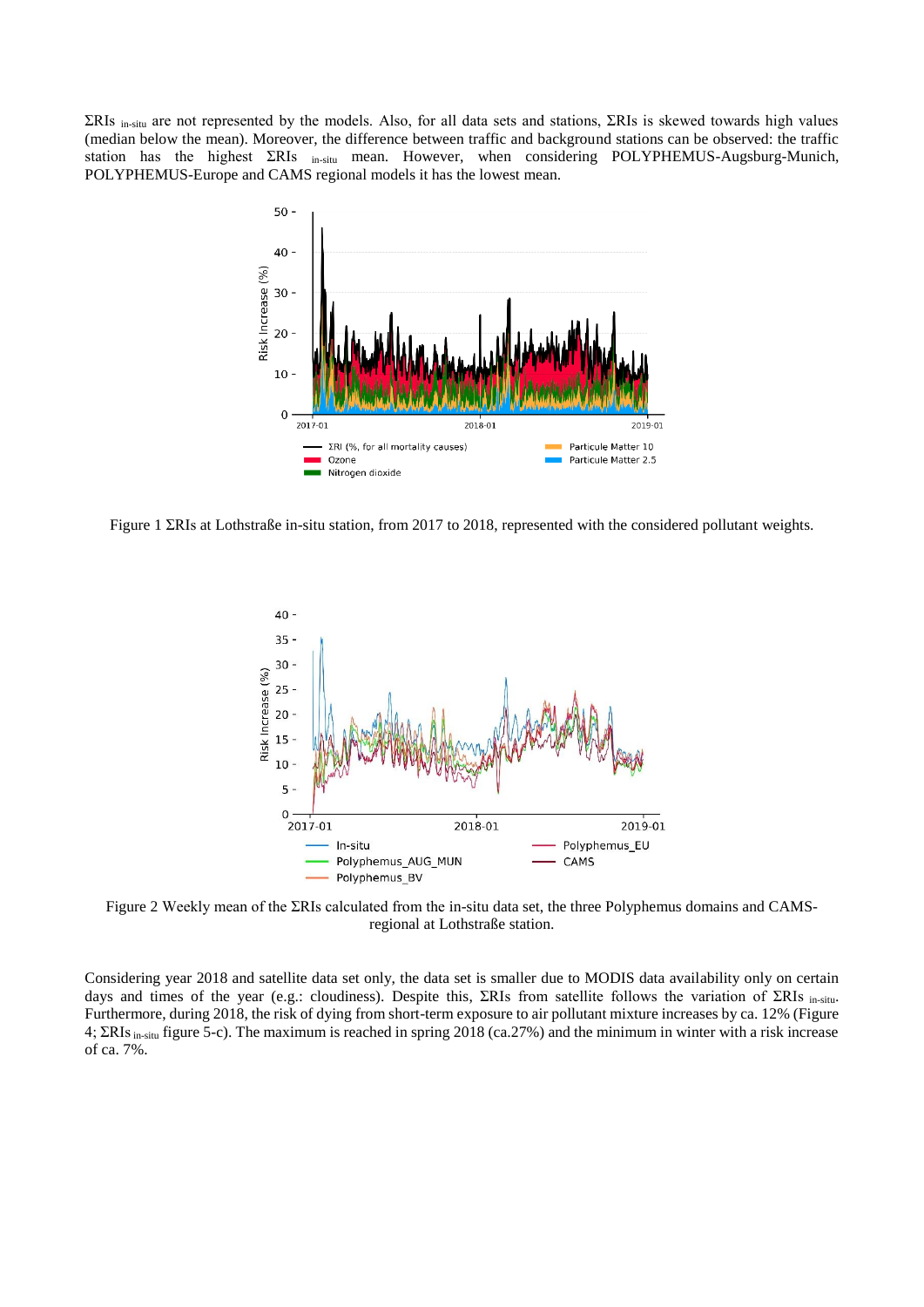ΣRIs $_{in\text{-}situ}$ are not represented by the models. Also, for all data sets and stations, ΣRIs is skewed towards high values (median below the mean). Moreover, the difference between traffic and background stations can be observed: the traffic station has the highest ΣRIs $_{in\text{-}situ}$ mean. However, when considering POLYPHEMUS-Augsburg-Munich, POLYPHEMUS-Europe and CAMS regional models it has the lowest mean.

Figure 1 ΣRIs at Lothstraße in-situ station, from 2017 to 2018, represented with the considered pollutant weights.

Figure 2 Weekly mean of the ΣRIs calculated from the in-situ data set, the three Polyphemus domains and CAMS-regional at Lothstraße station.

Considering year 2018 and satellite data set only, the data set is smaller due to MODIS data availability only on certain days and times of the year (e.g.: cloudiness). Despite this, ΣRIs from satellite follows the variation of ΣRIs $_{in\text{-}situ}$. Furthermore, during 2018, the risk of dying from short-term exposure to air pollutant mixture increases by ca. 12% (Figure 4; ΣRIs $_{in\text{-}situ}$ figure 5-c). The maximum is reached in spring 2018 (ca.27%) and the minimum in winter with a risk increase of ca. 7%.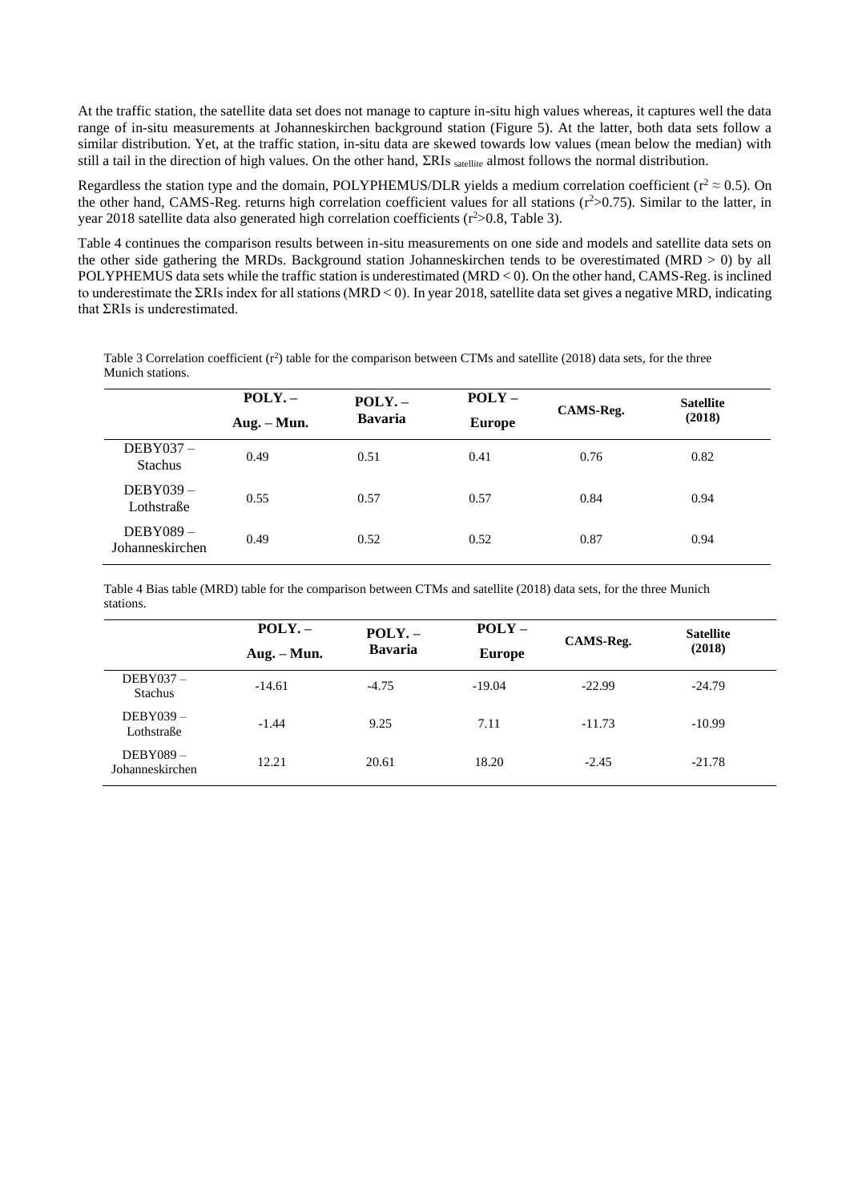At the traffic station, the satellite data set does not manage to capture in-situ high values whereas, it captures well the data range of in-situ measurements at Johanneskirchen background station (Figure 5). At the latter, both data sets follow a similar distribution. Yet, at the traffic station, in-situ data are skewed towards low values (mean below the median) with still a tail in the direction of high values. On the other hand, $\Sigma RIs_{satellite}$ almost follows the normal distribution.

Regardless the station type and the domain, POLYPHEMUS/DLR yields a medium correlation coefficient ($r^2 \approx 0.5$). On the other hand, CAMS-Reg. returns high correlation coefficient values for all stations ($r^2 > 0.75$). Similar to the latter, in year 2018 satellite data also generated high correlation coefficients ($r^2 > 0.8$, Table 3).

Table 4 continues the comparison results between in-situ measurements on one side and models and satellite data sets on the other side gathering the MRDs. Background station Johanneskirchen tends to be overestimated (MRD > 0) by all POLYPHEMUS data sets while the traffic station is underestimated (MRD < 0). On the other hand, CAMS-Reg. is inclined to underestimate the ΣRIs index for all stations (MRD < 0). In year 2018, satellite data set gives a negative MRD, indicating that ΣRIs is underestimated.

Table 3 Correlation coefficient ($r^2$) table for the comparison between CTMs and satellite (2018) data sets, for the three Munich stations.

| | **POLY. – Aug. – Mun.** | **POLY. – Bavaria** | **POLY – Europe** | **CAMS-Reg.** | **Satellite (2018)** |
|---|---|---|---|---|---|
| DEBY037 – Stachus | 0.49 | 0.51 | 0.41 | 0.76 | 0.82 |
| DEBY039 – Lothstraße | 0.55 | 0.57 | 0.57 | 0.84 | 0.94 |
| DEBY089 – Johanneskirchen | 0.49 | 0.52 | 0.52 | 0.87 | 0.94 |

Table 4 Bias table (MRD) table for the comparison between CTMs and satellite (2018) data sets, for the three Munich stations.

| | **POLY. – Aug. – Mun.** | **POLY. – Bavaria** | **POLY – Europe** | **CAMS-Reg.** | **Satellite (2018)** |
|---|---|---|---|---|---|
| DEBY037 – Stachus | -14.61 | -4.75 | -19.04 | -22.99 | -24.79 |
| DEBY039 – Lothstraße | -1.44 | 9.25 | 7.11 | -11.73 | -10.99 |
| DEBY089 – Johanneskirchen | 12.21 | 20.61 | 18.20 | -2.45 | -21.78 |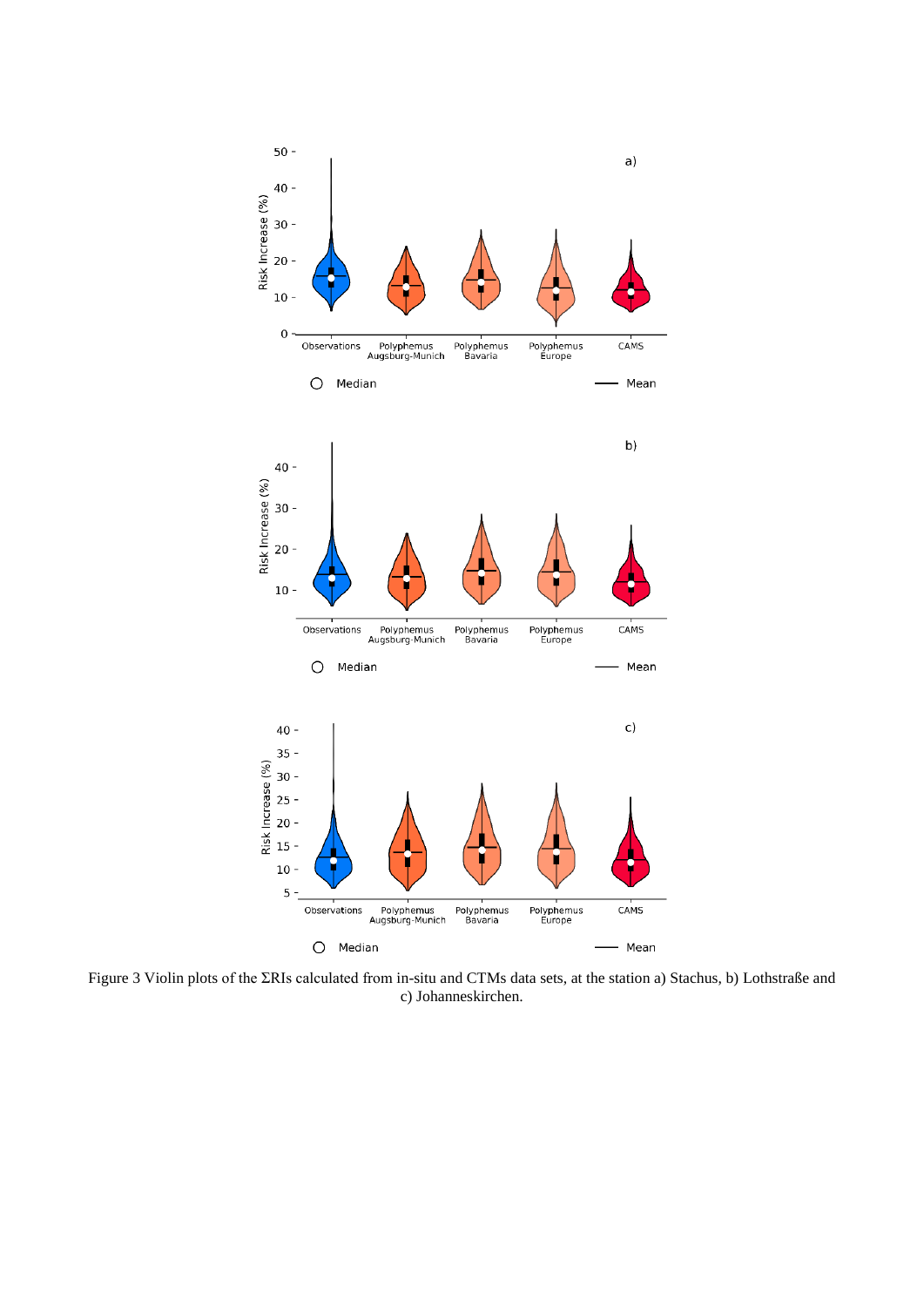Figure 3 Violin plots of the ΣRIs calculated from in-situ and CTMs data sets, at the station a) Stachus, b) Lothstraße and c) Johanneskirchen.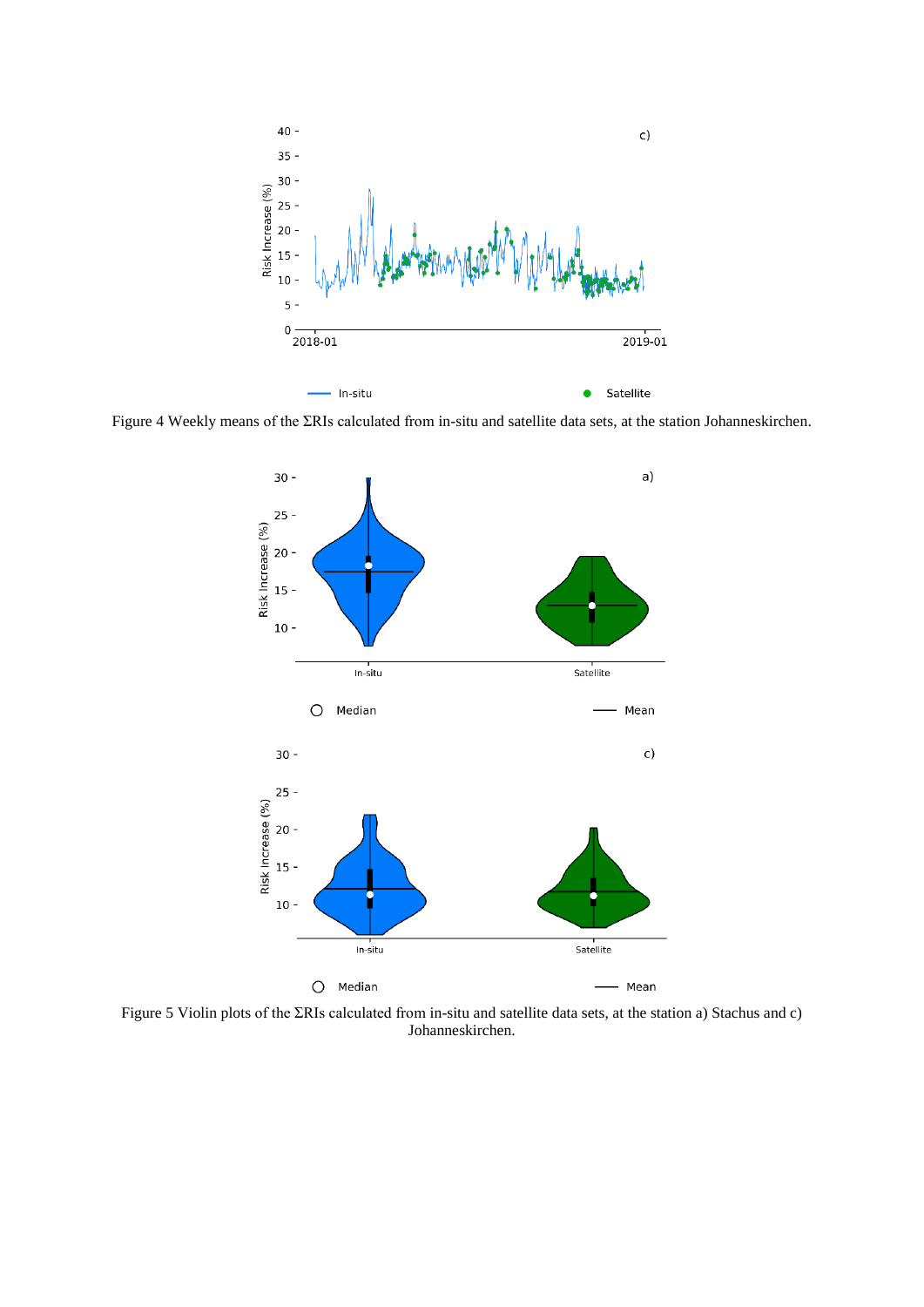Figure 4 Weekly means of the ΣRIs calculated from in-situ and satellite data sets, at the station Johanneskirchen.

Figure 5 Violin plots of the ΣRIs calculated from in-situ and satellite data sets, at the station a) Stachus and c) Johanneskirchen.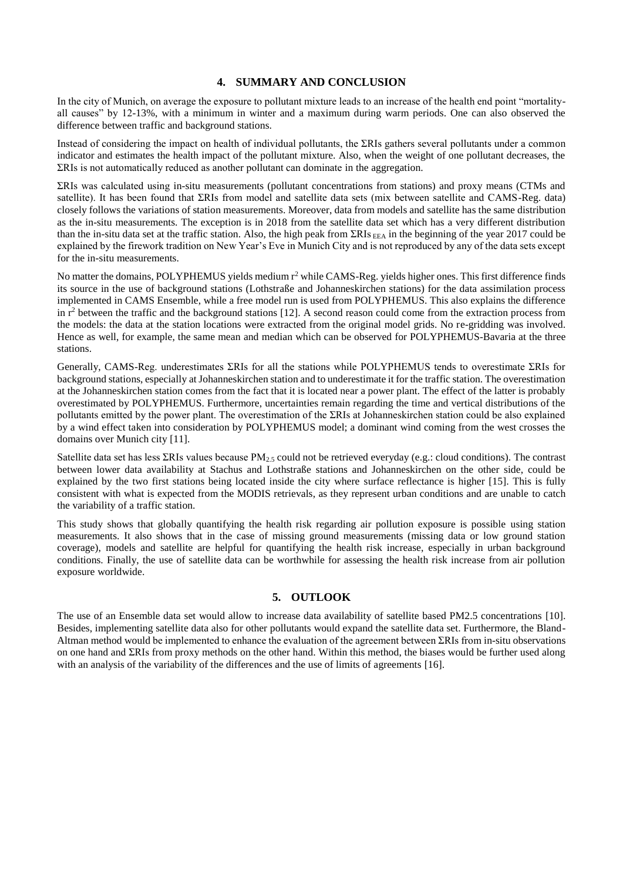## 4. SUMMARY AND CONCLUSION

In the city of Munich, on average the exposure to pollutant mixture leads to an increase of the health end point "mortality-all causes" by 12-13%, with a minimum in winter and a maximum during warm periods. One can also observed the difference between traffic and background stations.

Instead of considering the impact on health of individual pollutants, the ΣRIs gathers several pollutants under a common indicator and estimates the health impact of the pollutant mixture. Also, when the weight of one pollutant decreases, the ΣRIs is not automatically reduced as another pollutant can dominate in the aggregation.

ΣRIs was calculated using in-situ measurements (pollutant concentrations from stations) and proxy means (CTMs and satellite). It has been found that ΣRIs from model and satellite data sets (mix between satellite and CAMS-Reg. data) closely follows the variations of station measurements. Moreover, data from models and satellite has the same distribution as the in-situ measurements. The exception is in 2018 from the satellite data set which has a very different distribution than the in-situ data set at the traffic station. Also, the high peak from $\Sigma RIs_{EEA}$ in the beginning of the year 2017 could be explained by the firework tradition on New Year's Eve in Munich City and is not reproduced by any of the data sets except for the in-situ measurements.

No matter the domains, POLYPHEMUS yields medium $r^2$ while CAMS-Reg. yields higher ones. This first difference finds its source in the use of background stations (Lothstraße and Johanneskirchen stations) for the data assimilation process implemented in CAMS Ensemble, while a free model run is used from POLYPHEMUS. This also explains the difference in $r^2$ between the traffic and the background stations [12]. A second reason could come from the extraction process from the models: the data at the station locations were extracted from the original model grids. No re-gridding was involved. Hence as well, for example, the same mean and median which can be observed for POLYPHEMUS-Bavaria at the three stations.

Generally, CAMS-Reg. underestimates ΣRIs for all the stations while POLYPHEMUS tends to overestimate ΣRIs for background stations, especially at Johanneskirchen station and to underestimate it for the traffic station. The overestimation at the Johanneskirchen station comes from the fact that it is located near a power plant. The effect of the latter is probably overestimated by POLYPHEMUS. Furthermore, uncertainties remain regarding the time and vertical distributions of the pollutants emitted by the power plant. The overestimation of the ΣRIs at Johanneskirchen station could be also explained by a wind effect taken into consideration by POLYPHEMUS model; a dominant wind coming from the west crosses the domains over Munich city [11].

Satellite data set has less ΣRIs values because $PM_{2.5}$ could not be retrieved everyday (e.g.: cloud conditions). The contrast between lower data availability at Stachus and Lothstraße stations and Johanneskirchen on the other side, could be explained by the two first stations being located inside the city where surface reflectance is higher [15]. This is fully consistent with what is expected from the MODIS retrievals, as they represent urban conditions and are unable to catch the variability of a traffic station.

This study shows that globally quantifying the health risk regarding air pollution exposure is possible using station measurements. It also shows that in the case of missing ground measurements (missing data or low ground station coverage), models and satellite are helpful for quantifying the health risk increase, especially in urban background conditions. Finally, the use of satellite data can be worthwhile for assessing the health risk increase from air pollution exposure worldwide.

## 5. OUTLOOK

The use of an Ensemble data set would allow to increase data availability of satellite based PM2.5 concentrations [10]. Besides, implementing satellite data also for other pollutants would expand the satellite data set. Furthermore, the Bland-Altman method would be implemented to enhance the evaluation of the agreement between ΣRIs from in-situ observations on one hand and ΣRIs from proxy methods on the other hand. Within this method, the biases would be further used along with an analysis of the variability of the differences and the use of limits of agreements [16].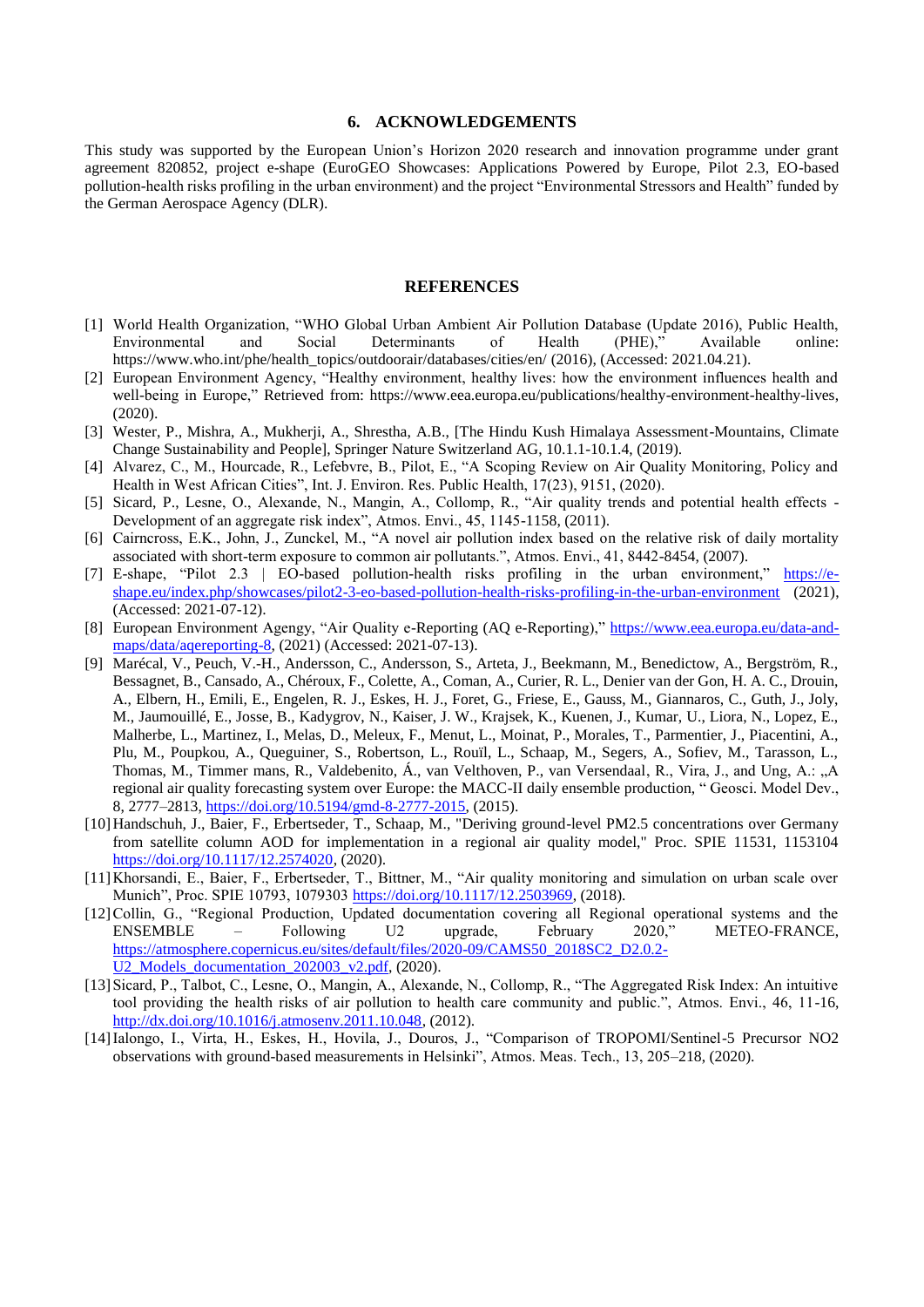## 6. ACKNOWLEDGEMENTS

This study was supported by the European Union's Horizon 2020 research and innovation programme under grant agreement 820852, project e-shape (EuroGEO Showcases: Applications Powered by Europe, Pilot 2.3, EO-based pollution-health risks profiling in the urban environment) and the project "Environmental Stressors and Health" funded by the German Aerospace Agency (DLR).

## REFERENCES

[1] World Health Organization, "WHO Global Urban Ambient Air Pollution Database (Update 2016), Public Health, Environmental and Social Determinants of Health (PHE)," Available online: https://www.who.int/phe/health_topics/outdoorair/databases/cities/en/ (2016), (Accessed: 2021.04.21).

[2] European Environment Agency, "Healthy environment, healthy lives: how the environment influences health and well-being in Europe," Retrieved from: https://www.eea.europa.eu/publications/healthy-environment-healthy-lives, (2020).

[3] Wester, P., Mishra, A., Mukherji, A., Shrestha, A.B., [The Hindu Kush Himalaya Assessment-Mountains, Climate Change Sustainability and People], Springer Nature Switzerland AG, 10.1.1-10.1.4, (2019).

[4] Alvarez, C., M., Hourcade, R., Lefebvre, B., Pilot, E., "A Scoping Review on Air Quality Monitoring, Policy and Health in West African Cities", Int. J. Environ. Res. Public Health, 17(23), 9151, (2020).

[5] Sicard, P., Lesne, O., Alexande, N., Mangin, A., Collomp, R., "Air quality trends and potential health effects - Development of an aggregate risk index", Atmos. Envi., 45, 1145-1158, (2011).

[6] Cairncross, E.K., John, J., Zunckel, M., "A novel air pollution index based on the relative risk of daily mortality associated with short-term exposure to common air pollutants.", Atmos. Envi., 41, 8442-8454, (2007).

[7] E-shape, "Pilot 2.3 | EO-based pollution-health risks profiling in the urban environment" https://e-shape.eu/index.php/showcases/pilot2-3-eo-based-pollution-health-risks-profiling-in-the-urban-environment (2021), (Accessed: 2021-07-12).

[8] European Environment Agengy, "Air Quality e-Reporting (AQ e-Reporting)," https://www.eea.europa.eu/data-and-maps/data/aqereporting-8, (2021) (Accessed: 2021-07-13).

[9] Marécal, V., Peuch, V.-H., Andersson, C., Andersson, S., Arteta, J., Beekmann, M., Benedictow, A., Bergström, R., Bessagnet, B., Cansado, A., Chéroux, F., Colette, A., Coman, A., Curier, R. L., Denier van der Gon, H. A. C., Drouin, A., Elbern, H., Emili, E., Engelen, R. J., Eskes, H. J., Foret, G., Friese, E., Gauss, M., Giannaros, C., Guth, J., Joly, M., Jaumouillé, E., Josse, B., Kadygrov, N., Kaiser, J. W., Krajsek, K., Kuenen, J., Kumar, U., Liora, N., Lopez, E., Malherbe, L., Martinez, I., Melas, D., Meleux, F., Menut, L., Moinat, P., Morales, T., Parmentier, J., Piacentini, A., Plu, M., Poupkou, A., Queguiner, S., Robertson, L., Rouïl, L., Schaap, M., Segers, A., Sofiev, M., Tarasson, L., Thomas, M., Timmer mans, R., Valdebenito, Á., van Velthoven, P., van Versendaal, R., Vira, J., and Ung, A.: „A regional air quality forecasting system over Europe: the MACC-II daily ensemble production, " Geosci. Model Dev., 8, 2777–2813, https://doi.org/10.5194/gmd-8-2777-2015, (2015).

[10] Handschuh, J., Baier, F., Erbertseder, T., Schaap, M., "Deriving ground-level PM2.5 concentrations over Germany from satellite column AOD for implementation in a regional air quality model," Proc. SPIE 11531, 1153104 https://doi.org/10.1117/12.2574020, (2020).

[11] Khorsandi, E., Baier, F., Erbertseder, T., Bittner, M., "Air quality monitoring and simulation on urban scale over Munich", Proc. SPIE 10793, 1079303 https://doi.org/10.1117/12.2503969, (2018).

[12] Collin, G., "Regional Production, Updated documentation covering all Regional operational systems and the ENSEMBLE – Following U2 upgrade, February 2020," METEO-FRANCE, https://atmosphere.copernicus.eu/sites/default/files/2020-09/CAMS50_2018SC2_D2.0.2-U2_Models_documentation_202003_v2.pdf, (2020).

[13] Sicard, P., Talbot, C., Lesne, O., Mangin, A., Alexande, N., Collomp, R., "The Aggregated Risk Index: An intuitive tool providing the health risks of air pollution to health care community and public.", Atmos. Envi., 46, 11-16, http://dx.doi.org/10.1016/j.atmosenv.2011.10.048, (2012).

[14] Ialongo, I., Virta, H., Eskes, H., Hovila, J., Douros, J., "Comparison of TROPOMI/Sentinel-5 Precursor NO2 observations with ground-based measurements in Helsinki", Atmos. Meas. Tech., 13, 205–218, (2020).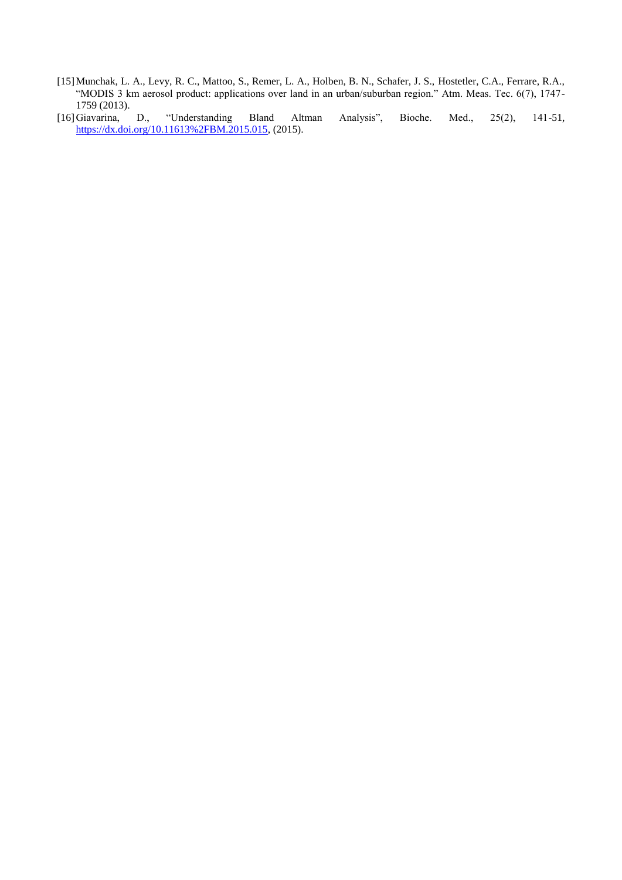[15] Munchak, L. A., Levy, R. C., Mattoo, S., Remer, L. A., Holben, B. N., Schafer, J. S., Hostetler, C.A., Ferrare, R.A., "MODIS 3 km aerosol product: applications over land in an urban/suburban region." Atm. Meas. Tec. 6(7), 1747-1759 (2013).

[16] Giavarina, D., "Understanding Bland Altman Analysis", Bioche. Med., 25(2), 141-51, https://dx.doi.org/10.11613%2FBM.2015.015, (2015).